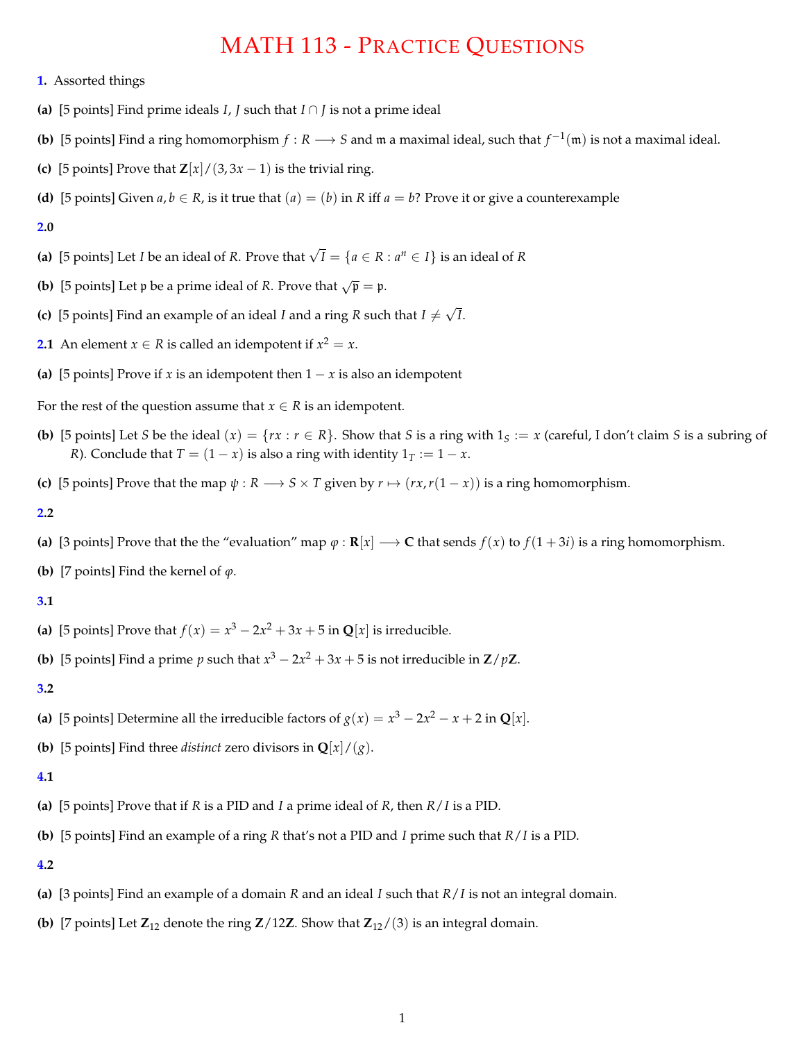# MATH 113 - Practice Questions

**1.** Assorted things

**(a)** [5 points] Find prime ideals $I, J$ such that $I \cap J$ is not a prime ideal

**(b)** [5 points] Find a ring homomorphism $f : R \longrightarrow S$ and $\mathfrak{m}$ a maximal ideal, such that $f^{-1}(\mathfrak{m})$ is not a maximal ideal.

**(c)** [5 points] Prove that $\mathbf{Z}[x]/(3, 3x-1)$ is the trivial ring.

**(d)** [5 points] Given $a, b \in R$, is it true that $(a) = (b)$ in $R$ iff $a = b$? Prove it or give a counterexample

**2.0**

**(a)** [5 points] Let $I$ be an ideal of $R$. Prove that $\sqrt{I} = \{a \in R : a^n \in I\}$ is an ideal of $R$

**(b)** [5 points] Let $\mathfrak{p}$ be a prime ideal of $R$. Prove that $\sqrt{\mathfrak{p}} = \mathfrak{p}$.

**(c)** [5 points] Find an example of an ideal $I$ and a ring $R$ such that $I \neq \sqrt{I}$.

**2.1** An element $x \in R$ is called an idempotent if $x^2 = x$.

**(a)** [5 points] Prove if $x$ is an idempotent then $1 - x$ is also an idempotent

For the rest of the question assume that $x \in R$ is an idempotent.

**(b)** [5 points] Let $S$ be the ideal $(x) = \{rx : r \in R\}$. Show that $S$ is a ring with $1_S := x$ (careful, I don't claim $S$ is a subring of $R$). Conclude that $T = (1-x)$ is also a ring with identity $1_T := 1 - x$.

**(c)** [5 points] Prove that the map $\psi : R \longrightarrow S \times T$ given by $r \mapsto (rx, r(1-x))$ is a ring homomorphism.

**2.2**

**(a)** [3 points] Prove that the the "evaluation" map $\varphi : \mathbf{R}[x] \longrightarrow \mathbf{C}$ that sends $f(x)$ to $f(1+3i)$ is a ring homomorphism.

**(b)** [7 points] Find the kernel of $\varphi$.

**3.1**

**(a)** [5 points] Prove that $f(x) = x^3 - 2x^2 + 3x + 5$ in $\mathbf{Q}[x]$ is irreducible.

**(b)** [5 points] Find a prime $p$ such that $x^3 - 2x^2 + 3x + 5$ is not irreducible in $\mathbf{Z}/p\mathbf{Z}$.

**3.2**

**(a)** [5 points] Determine all the irreducible factors of $g(x) = x^3 - 2x^2 - x + 2$ in $\mathbf{Q}[x]$.

**(b)** [5 points] Find three *distinct* zero divisors in $\mathbf{Q}[x]/(g)$.

**4.1**

**(a)** [5 points] Prove that if $R$ is a PID and $I$ a prime ideal of $R$, then $R/I$ is a PID.

**(b)** [5 points] Find an example of a ring $R$ that's not a PID and $I$ prime such that $R/I$ is a PID.

**4.2**

**(a)** [3 points] Find an example of a domain $R$ and an ideal $I$ such that $R/I$ is not an integral domain.

**(b)** [7 points] Let $\mathbf{Z}_{12}$ denote the ring $\mathbf{Z}/12\mathbf{Z}$. Show that $\mathbf{Z}_{12}/(3)$ is an integral domain.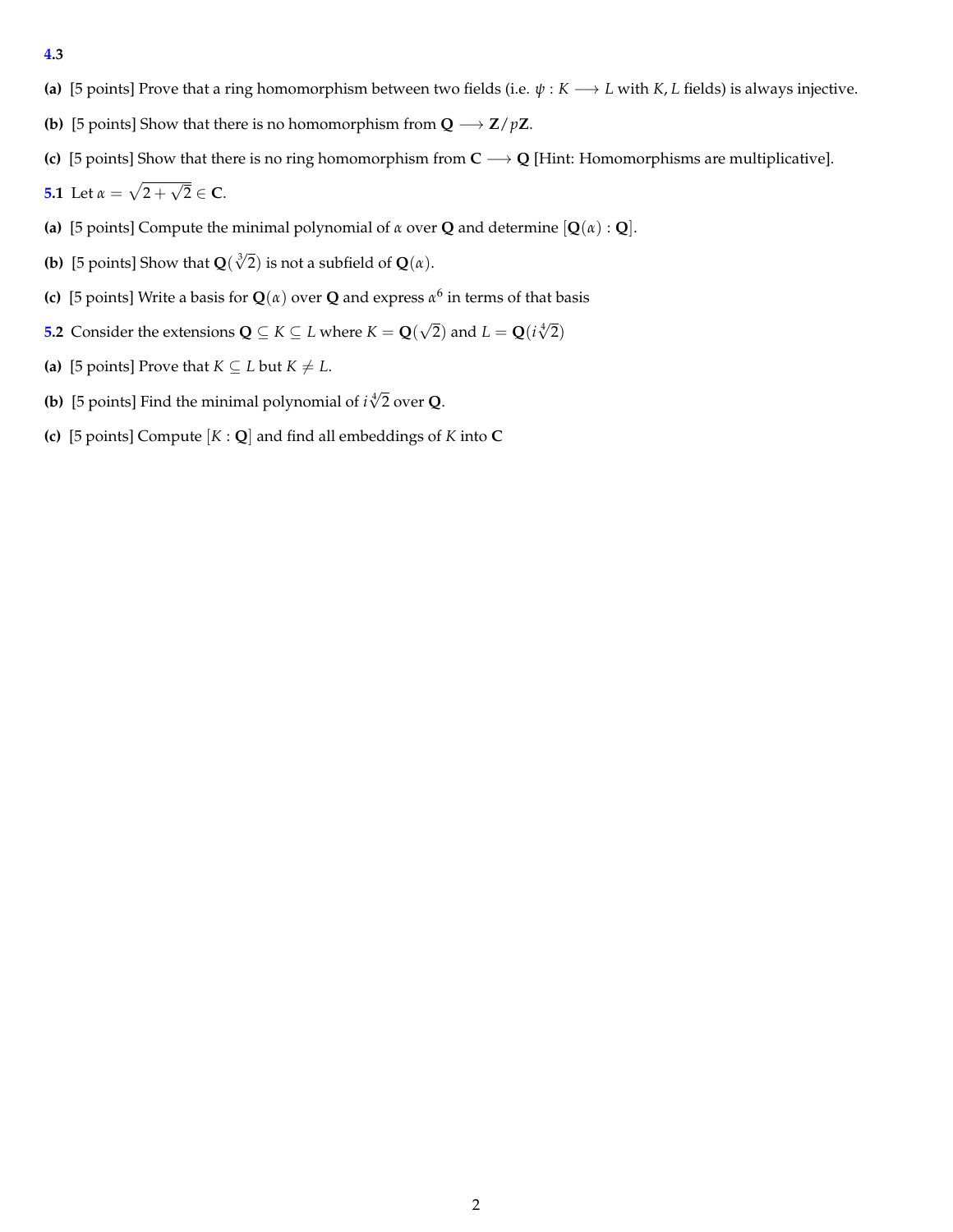**4.3**

**(a)** [5 points] Prove that a ring homomorphism between two fields (i.e. $\psi : K \longrightarrow L$ with $K, L$ fields) is always injective.

**(b)** [5 points] Show that there is no homomorphism from $\mathbf{Q} \longrightarrow \mathbf{Z}/p\mathbf{Z}$.

**(c)** [5 points] Show that there is no ring homomorphism from $\mathbf{C} \longrightarrow \mathbf{Q}$ [Hint: Homomorphisms are multiplicative].

**5.1** Let $\alpha = \sqrt{2+\sqrt{2}} \in \mathbf{C}$.

**(a)** [5 points] Compute the minimal polynomial of $\alpha$ over $\mathbf{Q}$ and determine $[\mathbf{Q}(\alpha) : \mathbf{Q}]$.

**(b)** [5 points] Show that $\mathbf{Q}(\sqrt[3]{2})$ is not a subfield of $\mathbf{Q}(\alpha)$.

**(c)** [5 points] Write a basis for $\mathbf{Q}(\alpha)$ over $\mathbf{Q}$ and express $\alpha^6$ in terms of that basis

**5.2** Consider the extensions $\mathbf{Q} \subseteq K \subseteq L$ where $K = \mathbf{Q}(\sqrt{2})$ and $L = \mathbf{Q}(i\sqrt[4]{2})$

**(a)** [5 points] Prove that $K \subseteq L$ but $K \neq L$.

**(b)** [5 points] Find the minimal polynomial of $i\sqrt[4]{2}$ over $\mathbf{Q}$.

**(c)** [5 points] Compute $[K : \mathbf{Q}]$ and find all embeddings of $K$ into $\mathbf{C}$